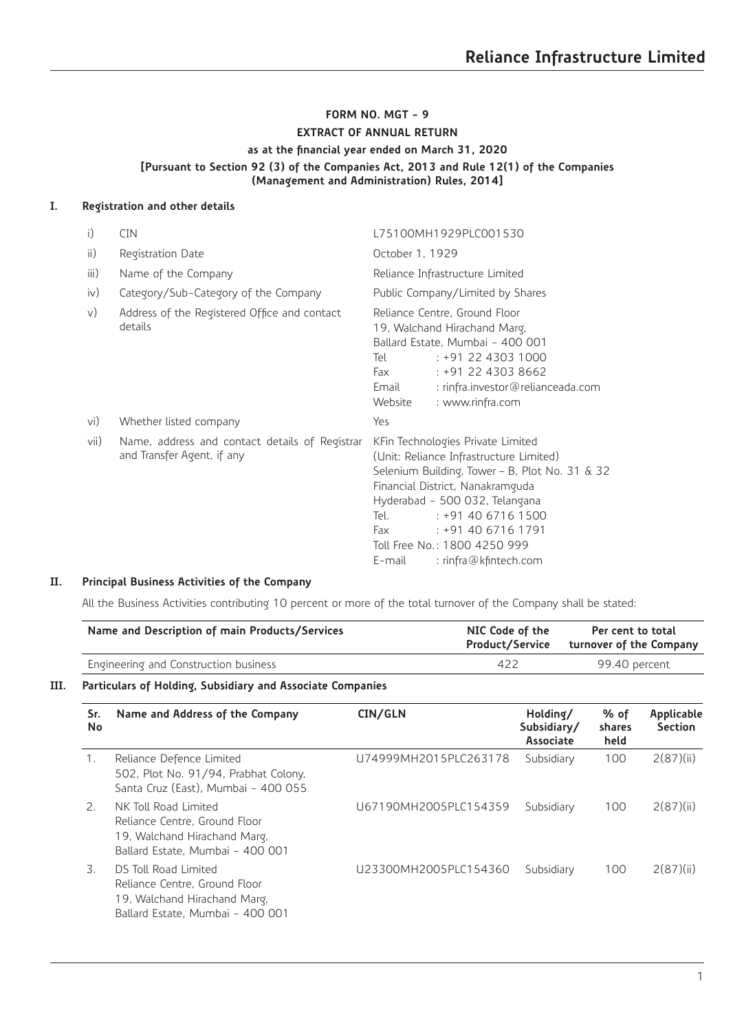# FORM NO. MGT - 9

## EXTRACT OF ANNUAL RETURN

### as at the financial year ended on March 31, 2020

### [Pursuant to Section 92 (3) of the Companies Act, 2013 and Rule 12(1) of the Companies (Management and Administration) Rules, 2014]

## I. Registration and other details

| | | |
|---|---|---|
| i) | CIN | L75100MH1929PLC001530 |
| ii) | Registration Date | October 1, 1929 |
| iii) | Name of the Company | Reliance Infrastructure Limited |
| iv) | Category/Sub-Category of the Company | Public Company/Limited by Shares |
| v) | Address of the Registered Office and contact details | Reliance Centre, Ground Floor<br>19, Walchand Hirachand Marg,<br>Ballard Estate, Mumbai - 400 001<br>Tel : +91 22 4303 1000<br>Fax : +91 22 4303 8662<br>Email : rinfra.investor@relianceada.com<br>Website : www.rinfra.com |
| vi) | Whether listed company | Yes |
| vii) | Name, address and contact details of Registrar and Transfer Agent, if any | KFin Technologies Private Limited<br>(Unit: Reliance Infrastructure Limited)<br>Selenium Building, Tower – B, Plot No. 31 & 32<br>Financial District, Nanakramguda<br>Hyderabad - 500 032, Telangana<br>Tel. : +91 40 6716 1500<br>Fax : +91 40 6716 1791<br>Toll Free No.: 1800 4250 999<br>E-mail : rinfra@kfintech.com |

## II. Principal Business Activities of the Company

All the Business Activities contributing 10 percent or more of the total turnover of the Company shall be stated:

| Name and Description of main Products/Services | NIC Code of the Product/Service | Per cent to total turnover of the Company |
|---|---|---|
| Engineering and Construction business | 422 | 99.40 percent |

## III. Particulars of Holding, Subsidiary and Associate Companies

| Sr. No | Name and Address of the Company | CIN/GLN | Holding/ Subsidiary/ Associate | % of shares held | Applicable Section |
|---|---|---|---|---|---|
| 1. | Reliance Defence Limited<br>502, Plot No. 91/94, Prabhat Colony,<br>Santa Cruz (East), Mumbai - 400 055 | U74999MH2015PLC263178 | Subsidiary | 100 | 2(87)(ii) |
| 2. | NK Toll Road Limited<br>Reliance Centre, Ground Floor<br>19, Walchand Hirachand Marg,<br>Ballard Estate, Mumbai - 400 001 | U67190MH2005PLC154359 | Subsidiary | 100 | 2(87)(ii) |
| 3. | DS Toll Road Limited<br>Reliance Centre, Ground Floor<br>19, Walchand Hirachand Marg,<br>Ballard Estate, Mumbai - 400 001 | U23300MH2005PLC154360 | Subsidiary | 100 | 2(87)(ii) |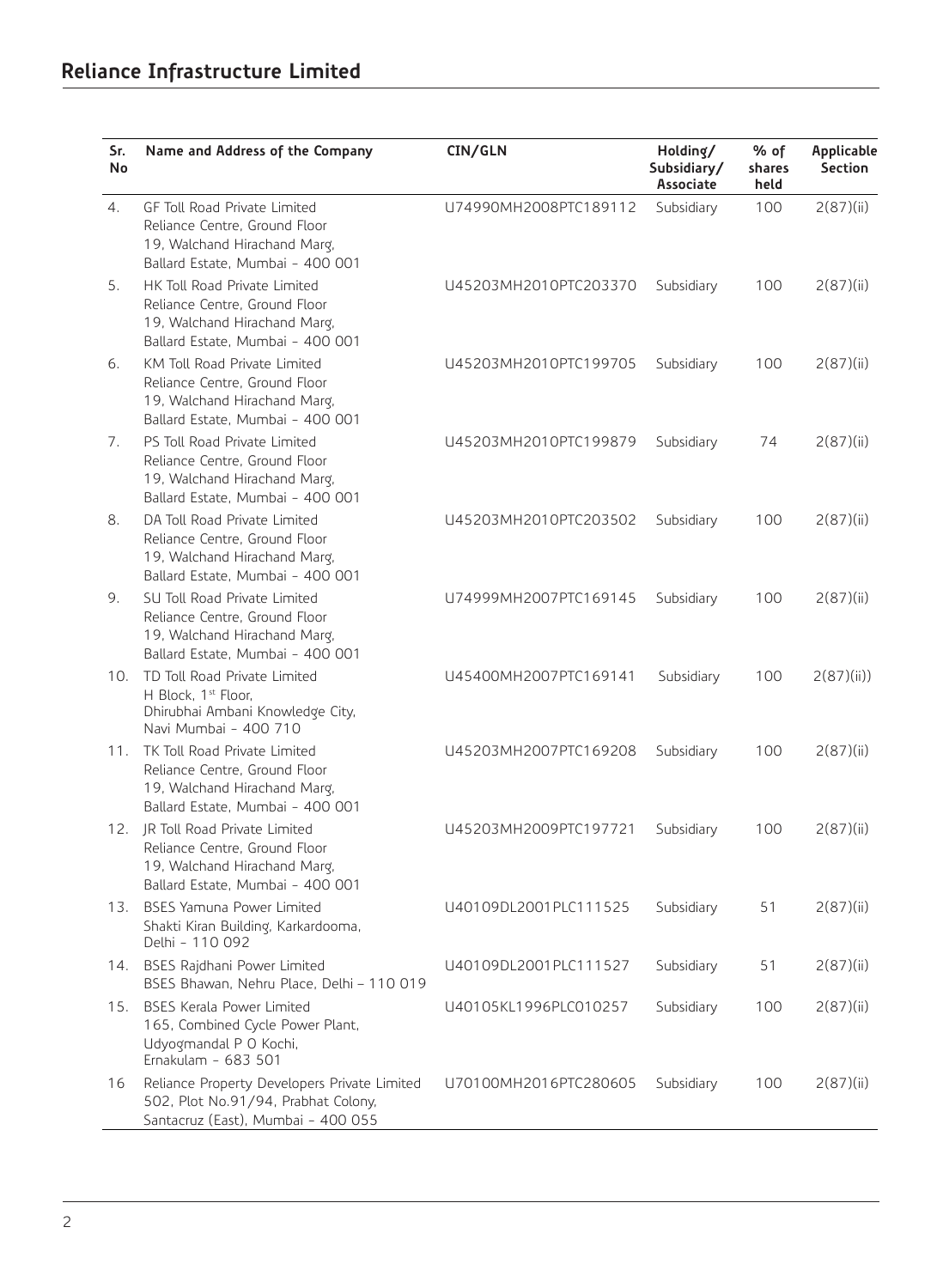| Sr. No | Name and Address of the Company | CIN/GLN | Holding/ Subsidiary/ Associate | % of shares held | Applicable Section |
|---|---|---|---|---|---|
| 4. | GF Toll Road Private Limited Reliance Centre, Ground Floor 19, Walchand Hirachand Marg, Ballard Estate, Mumbai - 400 001 | U74990MH2008PTC189112 | Subsidiary | 100 | 2(87)(ii) |
| 5. | HK Toll Road Private Limited Reliance Centre, Ground Floor 19, Walchand Hirachand Marg, Ballard Estate, Mumbai - 400 001 | U45203MH2010PTC203370 | Subsidiary | 100 | 2(87)(ii) |
| 6. | KM Toll Road Private Limited Reliance Centre, Ground Floor 19, Walchand Hirachand Marg, Ballard Estate, Mumbai - 400 001 | U45203MH2010PTC199705 | Subsidiary | 100 | 2(87)(ii) |
| 7. | PS Toll Road Private Limited Reliance Centre, Ground Floor 19, Walchand Hirachand Marg, Ballard Estate, Mumbai - 400 001 | U45203MH2010PTC199879 | Subsidiary | 74 | 2(87)(ii) |
| 8. | DA Toll Road Private Limited Reliance Centre, Ground Floor 19, Walchand Hirachand Marg, Ballard Estate, Mumbai - 400 001 | U45203MH2010PTC203502 | Subsidiary | 100 | 2(87)(ii) |
| 9. | SU Toll Road Private Limited Reliance Centre, Ground Floor 19, Walchand Hirachand Marg, Ballard Estate, Mumbai - 400 001 | U74999MH2007PTC169145 | Subsidiary | 100 | 2(87)(ii) |
| 10. | TD Toll Road Private Limited H Block, 1st Floor, Dhirubhai Ambani Knowledge City, Navi Mumbai - 400 710 | U45400MH2007PTC169141 | Subsidiary | 100 | 2(87)(ii)) |
| 11. | TK Toll Road Private Limited Reliance Centre, Ground Floor 19, Walchand Hirachand Marg, Ballard Estate, Mumbai - 400 001 | U45203MH2007PTC169208 | Subsidiary | 100 | 2(87)(ii) |
| 12. | JR Toll Road Private Limited Reliance Centre, Ground Floor 19, Walchand Hirachand Marg, Ballard Estate, Mumbai - 400 001 | U45203MH2009PTC197721 | Subsidiary | 100 | 2(87)(ii) |
| 13. | BSES Yamuna Power Limited Shakti Kiran Building, Karkardooma, Delhi - 110 092 | U40109DL2001PLC111525 | Subsidiary | 51 | 2(87)(ii) |
| 14. | BSES Rajdhani Power Limited BSES Bhawan, Nehru Place, Delhi – 110 019 | U40109DL2001PLC111527 | Subsidiary | 51 | 2(87)(ii) |
| 15. | BSES Kerala Power Limited 165, Combined Cycle Power Plant, Udyogmandal P O Kochi, Ernakulam - 683 501 | U40105KL1996PLC010257 | Subsidiary | 100 | 2(87)(ii) |
| 16 | Reliance Property Developers Private Limited 502, Plot No.91/94, Prabhat Colony, Santacruz (East), Mumbai - 400 055 | U70100MH2016PTC280605 | Subsidiary | 100 | 2(87)(ii) |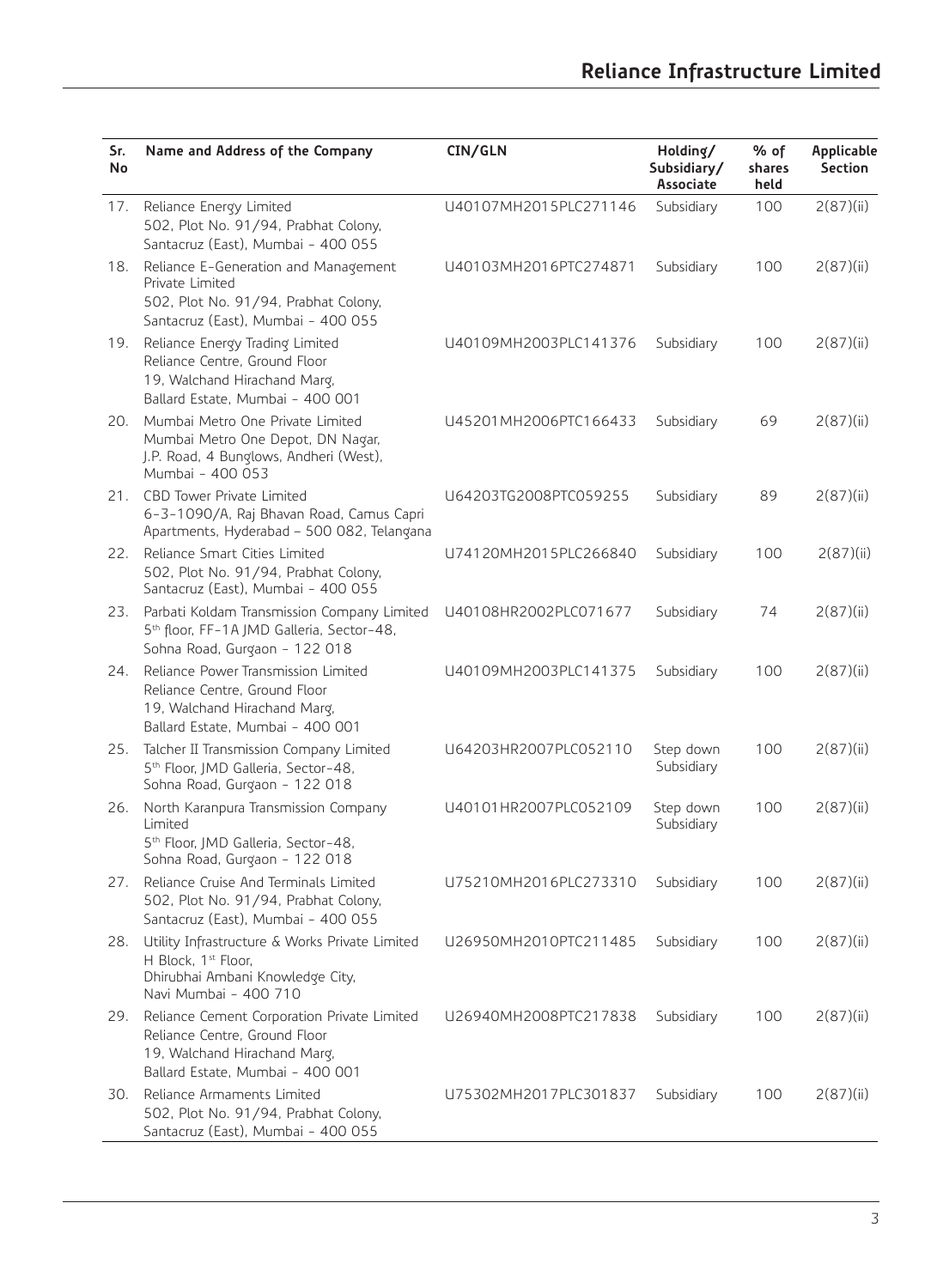| Sr. No | Name and Address of the Company | CIN/GLN | Holding/ Subsidiary/ Associate | % of shares held | Applicable Section |
|---|---|---|---|---|---|
| 17. | Reliance Energy Limited<br>502, Plot No. 91/94, Prabhat Colony, Santacruz (East), Mumbai - 400 055 | U40107MH2015PLC271146 | Subsidiary | 100 | 2(87)(ii) |
| 18. | Reliance E-Generation and Management Private Limited<br>502, Plot No. 91/94, Prabhat Colony, Santacruz (East), Mumbai - 400 055 | U40103MH2016PTC274871 | Subsidiary | 100 | 2(87)(ii) |
| 19. | Reliance Energy Trading Limited<br>Reliance Centre, Ground Floor 19, Walchand Hirachand Marg, Ballard Estate, Mumbai - 400 001 | U40109MH2003PLC141376 | Subsidiary | 100 | 2(87)(ii) |
| 20. | Mumbai Metro One Private Limited<br>Mumbai Metro One Depot, DN Nagar, J.P. Road, 4 Bunglows, Andheri (West), Mumbai - 400 053 | U45201MH2006PTC166433 | Subsidiary | 69 | 2(87)(ii) |
| 21. | CBD Tower Private Limited<br>6-3-1090/A, Raj Bhavan Road, Camus Capri Apartments, Hyderabad – 500 082, Telangana | U64203TG2008PTC059255 | Subsidiary | 89 | 2(87)(ii) |
| 22. | Reliance Smart Cities Limited<br>502, Plot No. 91/94, Prabhat Colony, Santacruz (East), Mumbai - 400 055 | U74120MH2015PLC266840 | Subsidiary | 100 | 2(87)(ii) |
| 23. | Parbati Koldam Transmission Company Limited<br>5th floor, FF-1A JMD Galleria, Sector-48, Sohna Road, Gurgaon - 122 018 | U40108HR2002PLC071677 | Subsidiary | 74 | 2(87)(ii) |
| 24. | Reliance Power Transmission Limited<br>Reliance Centre, Ground Floor 19, Walchand Hirachand Marg, Ballard Estate, Mumbai - 400 001 | U40109MH2003PLC141375 | Subsidiary | 100 | 2(87)(ii) |
| 25. | Talcher II Transmission Company Limited<br>5th Floor, JMD Galleria, Sector-48, Sohna Road, Gurgaon - 122 018 | U64203HR2007PLC052110 | Step down Subsidiary | 100 | 2(87)(ii) |
| 26. | North Karanpura Transmission Company Limited<br>5th Floor, JMD Galleria, Sector-48, Sohna Road, Gurgaon - 122 018 | U40101HR2007PLC052109 | Step down Subsidiary | 100 | 2(87)(ii) |
| 27. | Reliance Cruise And Terminals Limited<br>502, Plot No. 91/94, Prabhat Colony, Santacruz (East), Mumbai - 400 055 | U75210MH2016PLC273310 | Subsidiary | 100 | 2(87)(ii) |
| 28. | Utility Infrastructure & Works Private Limited<br>H Block, 1st Floor, Dhirubhai Ambani Knowledge City, Navi Mumbai - 400 710 | U26950MH2010PTC211485 | Subsidiary | 100 | 2(87)(ii) |
| 29. | Reliance Cement Corporation Private Limited<br>Reliance Centre, Ground Floor 19, Walchand Hirachand Marg, Ballard Estate, Mumbai - 400 001 | U26940MH2008PTC217838 | Subsidiary | 100 | 2(87)(ii) |
| 30. | Reliance Armaments Limited<br>502, Plot No. 91/94, Prabhat Colony, Santacruz (East), Mumbai - 400 055 | U75302MH2017PLC301837 | Subsidiary | 100 | 2(87)(ii) |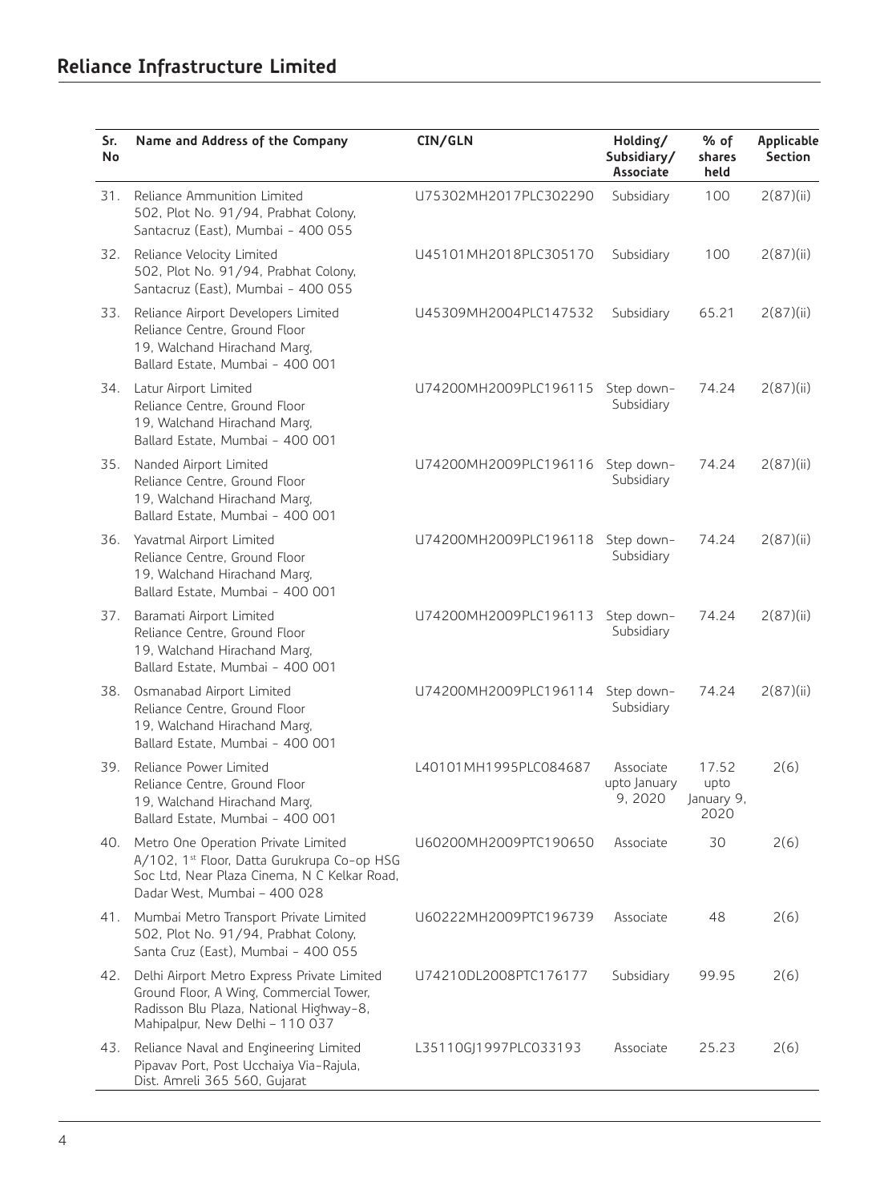| Sr. No | Name and Address of the Company | CIN/GLN | Holding/ Subsidiary/ Associate | % of shares held | Applicable Section |
|---|---|---|---|---|---|
| 31. | Reliance Ammunition Limited<br>502, Plot No. 91/94, Prabhat Colony, Santacruz (East), Mumbai - 400 055 | U75302MH2017PLC302290 | Subsidiary | 100 | 2(87)(ii) |
| 32. | Reliance Velocity Limited<br>502, Plot No. 91/94, Prabhat Colony, Santacruz (East), Mumbai - 400 055 | U45101MH2018PLC305170 | Subsidiary | 100 | 2(87)(ii) |
| 33. | Reliance Airport Developers Limited<br>Reliance Centre, Ground Floor<br>19, Walchand Hirachand Marg, Ballard Estate, Mumbai - 400 001 | U45309MH2004PLC147532 | Subsidiary | 65.21 | 2(87)(ii) |
| 34. | Latur Airport Limited<br>Reliance Centre, Ground Floor<br>19, Walchand Hirachand Marg, Ballard Estate, Mumbai - 400 001 | U74200MH2009PLC196115 | Step down-Subsidiary | 74.24 | 2(87)(ii) |
| 35. | Nanded Airport Limited<br>Reliance Centre, Ground Floor<br>19, Walchand Hirachand Marg, Ballard Estate, Mumbai - 400 001 | U74200MH2009PLC196116 | Step down-Subsidiary | 74.24 | 2(87)(ii) |
| 36. | Yavatmal Airport Limited<br>Reliance Centre, Ground Floor<br>19, Walchand Hirachand Marg, Ballard Estate, Mumbai - 400 001 | U74200MH2009PLC196118 | Step down-Subsidiary | 74.24 | 2(87)(ii) |
| 37. | Baramati Airport Limited<br>Reliance Centre, Ground Floor<br>19, Walchand Hirachand Marg, Ballard Estate, Mumbai - 400 001 | U74200MH2009PLC196113 | Step down-Subsidiary | 74.24 | 2(87)(ii) |
| 38. | Osmanabad Airport Limited<br>Reliance Centre, Ground Floor<br>19, Walchand Hirachand Marg, Ballard Estate, Mumbai - 400 001 | U74200MH2009PLC196114 | Step down-Subsidiary | 74.24 | 2(87)(ii) |
| 39. | Reliance Power Limited<br>Reliance Centre, Ground Floor<br>19, Walchand Hirachand Marg, Ballard Estate, Mumbai - 400 001 | L40101MH1995PLC084687 | Associate upto January 9, 2020 | 17.52 upto January 9, 2020 | 2(6) |
| 40. | Metro One Operation Private Limited<br>A/102, 1st Floor, Datta Gurukrupa Co-op HSG Soc Ltd, Near Plaza Cinema, N C Kelkar Road, Dadar West, Mumbai – 400 028 | U60200MH2009PTC190650 | Associate | 30 | 2(6) |
| 41. | Mumbai Metro Transport Private Limited<br>502, Plot No. 91/94, Prabhat Colony, Santa Cruz (East), Mumbai - 400 055 | U60222MH2009PTC196739 | Associate | 48 | 2(6) |
| 42. | Delhi Airport Metro Express Private Limited<br>Ground Floor, A Wing, Commercial Tower, Radisson Blu Plaza, National Highway-8, Mahipalpur, New Delhi – 110 037 | U74210DL2008PTC176177 | Subsidiary | 99.95 | 2(6) |
| 43. | Reliance Naval and Engineering Limited<br>Pipavav Port, Post Ucchaiya Via-Rajula, Dist. Amreli 365 560, Gujarat | L35110GJ1997PLC033193 | Associate | 25.23 | 2(6) |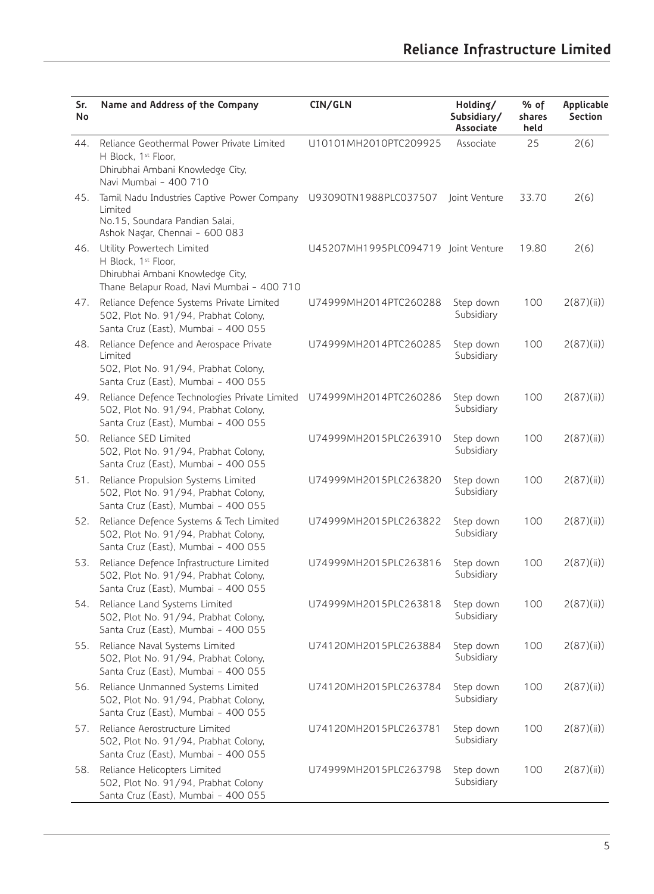| Sr. No | Name and Address of the Company | CIN/GLN | Holding/ Subsidiary/ Associate | % of shares held | Applicable Section |
|---|---|---|---|---|---|
| 44. | Reliance Geothermal Power Private Limited H Block, 1st Floor, Dhirubhai Ambani Knowledge City, Navi Mumbai - 400 710 | U10101MH2010PTC209925 | Associate | 25 | 2(6) |
| 45. | Tamil Nadu Industries Captive Power Company Limited No.15, Soundara Pandian Salai, Ashok Nagar, Chennai - 600 083 | U93090TN1988PLC037507 | Joint Venture | 33.70 | 2(6) |
| 46. | Utility Powertech Limited H Block, 1st Floor, Dhirubhai Ambani Knowledge City, Thane Belapur Road, Navi Mumbai - 400 710 | U45207MH1995PLC094719 | Joint Venture | 19.80 | 2(6) |
| 47. | Reliance Defence Systems Private Limited 502, Plot No. 91/94, Prabhat Colony, Santa Cruz (East), Mumbai - 400 055 | U74999MH2014PTC260288 | Step down Subsidiary | 100 | 2(87)(ii)) |
| 48. | Reliance Defence and Aerospace Private Limited 502, Plot No. 91/94, Prabhat Colony, Santa Cruz (East), Mumbai - 400 055 | U74999MH2014PTC260285 | Step down Subsidiary | 100 | 2(87)(ii)) |
| 49. | Reliance Defence Technologies Private Limited 502, Plot No. 91/94, Prabhat Colony, Santa Cruz (East), Mumbai - 400 055 | U74999MH2014PTC260286 | Step down Subsidiary | 100 | 2(87)(ii)) |
| 50. | Reliance SED Limited 502, Plot No. 91/94, Prabhat Colony, Santa Cruz (East), Mumbai - 400 055 | U74999MH2015PLC263910 | Step down Subsidiary | 100 | 2(87)(ii)) |
| 51. | Reliance Propulsion Systems Limited 502, Plot No. 91/94, Prabhat Colony, Santa Cruz (East), Mumbai - 400 055 | U74999MH2015PLC263820 | Step down Subsidiary | 100 | 2(87)(ii)) |
| 52. | Reliance Defence Systems & Tech Limited 502, Plot No. 91/94, Prabhat Colony, Santa Cruz (East), Mumbai - 400 055 | U74999MH2015PLC263822 | Step down Subsidiary | 100 | 2(87)(ii)) |
| 53. | Reliance Defence Infrastructure Limited 502, Plot No. 91/94, Prabhat Colony, Santa Cruz (East), Mumbai - 400 055 | U74999MH2015PLC263816 | Step down Subsidiary | 100 | 2(87)(ii)) |
| 54. | Reliance Land Systems Limited 502, Plot No. 91/94, Prabhat Colony, Santa Cruz (East), Mumbai - 400 055 | U74999MH2015PLC263818 | Step down Subsidiary | 100 | 2(87)(ii)) |
| 55. | Reliance Naval Systems Limited 502, Plot No. 91/94, Prabhat Colony, Santa Cruz (East), Mumbai - 400 055 | U74120MH2015PLC263884 | Step down Subsidiary | 100 | 2(87)(ii)) |
| 56. | Reliance Unmanned Systems Limited 502, Plot No. 91/94, Prabhat Colony, Santa Cruz (East), Mumbai - 400 055 | U74120MH2015PLC263784 | Step down Subsidiary | 100 | 2(87)(ii)) |
| 57. | Reliance Aerostructure Limited 502, Plot No. 91/94, Prabhat Colony, Santa Cruz (East), Mumbai - 400 055 | U74120MH2015PLC263781 | Step down Subsidiary | 100 | 2(87)(ii)) |
| 58. | Reliance Helicopters Limited 502, Plot No. 91/94, Prabhat Colony Santa Cruz (East), Mumbai - 400 055 | U74999MH2015PLC263798 | Step down Subsidiary | 100 | 2(87)(ii)) |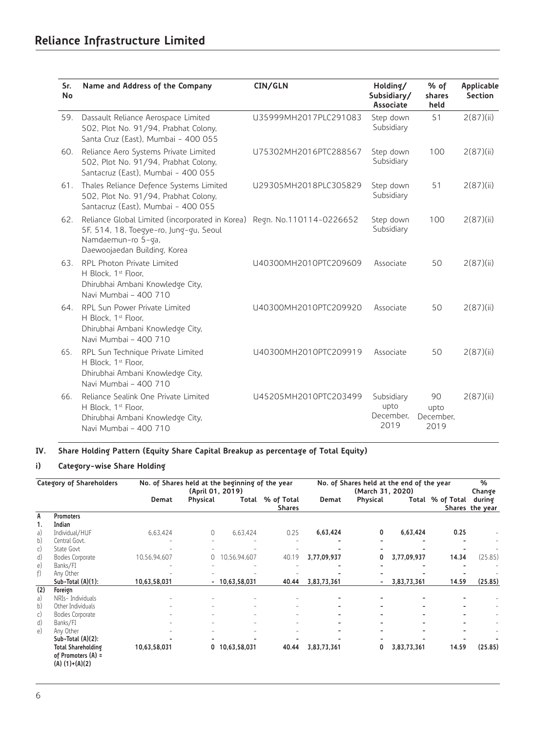| Sr. No | Name and Address of the Company | CIN/GLN | Holding/ Subsidiary/ Associate | % of shares held | Applicable Section |
|---|---|---|---|---|---|
| 59. | Dassault Reliance Aerospace Limited 502, Plot No. 91/94, Prabhat Colony, Santa Cruz (East), Mumbai - 400 055 | U35999MH2017PLC291083 | Step down Subsidiary | 51 | 2(87)(ii) |
| 60. | Reliance Aero Systems Private Limited 502, Plot No. 91/94, Prabhat Colony, Santacruz (East), Mumbai - 400 055 | U75302MH2016PTC288567 | Step down Subsidiary | 100 | 2(87)(ii) |
| 61. | Thales Reliance Defence Systems Limited 502, Plot No. 91/94, Prabhat Colony, Santacruz (East), Mumbai - 400 055 | U29305MH2018PLC305829 | Step down Subsidiary | 51 | 2(87)(ii) |
| 62. | Reliance Global Limited (incorporated in Korea) 5F, 514, 18, Toegye-ro, Jung-gu, Seoul Namdaemun-ro 5-ga, Daewoojaedan Building, Korea | Regn. No.110114-0226652 | Step down Subsidiary | 100 | 2(87)(ii) |
| 63. | RPL Photon Private Limited H Block, 1st Floor, Dhirubhai Ambani Knowledge City, Navi Mumbai – 400 710 | U40300MH2010PTC209609 | Associate | 50 | 2(87)(ii) |
| 64. | RPL Sun Power Private Limited H Block, 1st Floor, Dhirubhai Ambani Knowledge City, Navi Mumbai – 400 710 | U40300MH2010PTC209920 | Associate | 50 | 2(87)(ii) |
| 65. | RPL Sun Technique Private Limited H Block, 1st Floor, Dhirubhai Ambani Knowledge City, Navi Mumbai – 400 710 | U40300MH2010PTC209919 | Associate | 50 | 2(87)(ii) |
| 66. | Reliance Sealink One Private Limited H Block, 1st Floor, Dhirubhai Ambani Knowledge City, Navi Mumbai – 400 710 | U45205MH2010PTC203499 | Subsidiary upto December, 2019 | 90 upto December, 2019 | 2(87)(ii) |

## IV. Share Holding Pattern (Equity Share Capital Breakup as percentage of Total Equity)

### i) Category-wise Share Holding

| | Category of Shareholders | No. of Shares held at the beginning of the year (April 01, 2019) | | | | No. of Shares held at the end of the year (March 31, 2020) | | | | % Change during the year |
|---|---|---|---|---|---|---|---|---|---|---|
| | | Demat | Physical | Total | % of Total Shares | Demat | Physical | Total | % of Total Shares | |
| A | **Promoters** | | | | | | | | | |
| 1. | **Indian** | | | | | | | | | |
| a) | Individual/HUF | 6,63,424 | 0 | 6,63,424 | 0.25 | 6,63,424 | 0 | 6,63,424 | 0.25 | - |
| b) | Central Govt. | - | - | - | - | - | - | - | - | - |
| c) | State Govt | - | - | - | - | - | - | - | - | - |
| d) | Bodies Corporate | 10,56,94,607 | 0 | 10,56,94,607 | 40.19 | 3,77,09,937 | 0 | 3,77,09,937 | 14.34 | (25.85) |
| e) | Banks/FI | - | - | - | - | - | - | - | - | - |
| f) | Any Other | - | - | - | - | - | - | - | - | - |
| | **Sub-Total (A)(1):** | **10,63,58,031** | **-** | **10,63,58,031** | **40.44** | **3,83,73,361** | **-** | **3,83,73,361** | **14.59** | **(25.85)** |
| (2) | **Foreign** | | | | | | | | | |
| a) | NRIs- Individuals | - | - | - | - | - | - | - | - | - |
| b) | Other Individuals | - | - | - | - | - | - | - | - | - |
| c) | Bodies Corporate | - | - | - | - | - | - | - | - | - |
| d) | Banks/FI | - | - | - | - | - | - | - | - | - |
| e) | Any Other | - | - | - | - | - | - | - | - | - |
| | **Sub-Total (A)(2):** | **-** | **-** | **-** | **-** | **-** | **-** | **-** | **-** | **-** |
| | **Total Shareholding of Promoters (A) = (A) (1)+(A)(2)** | **10,63,58,031** | **0** | **10,63,58,031** | **40.44** | **3,83,73,361** | **0** | **3,83,73,361** | **14.59** | **(25.85)** |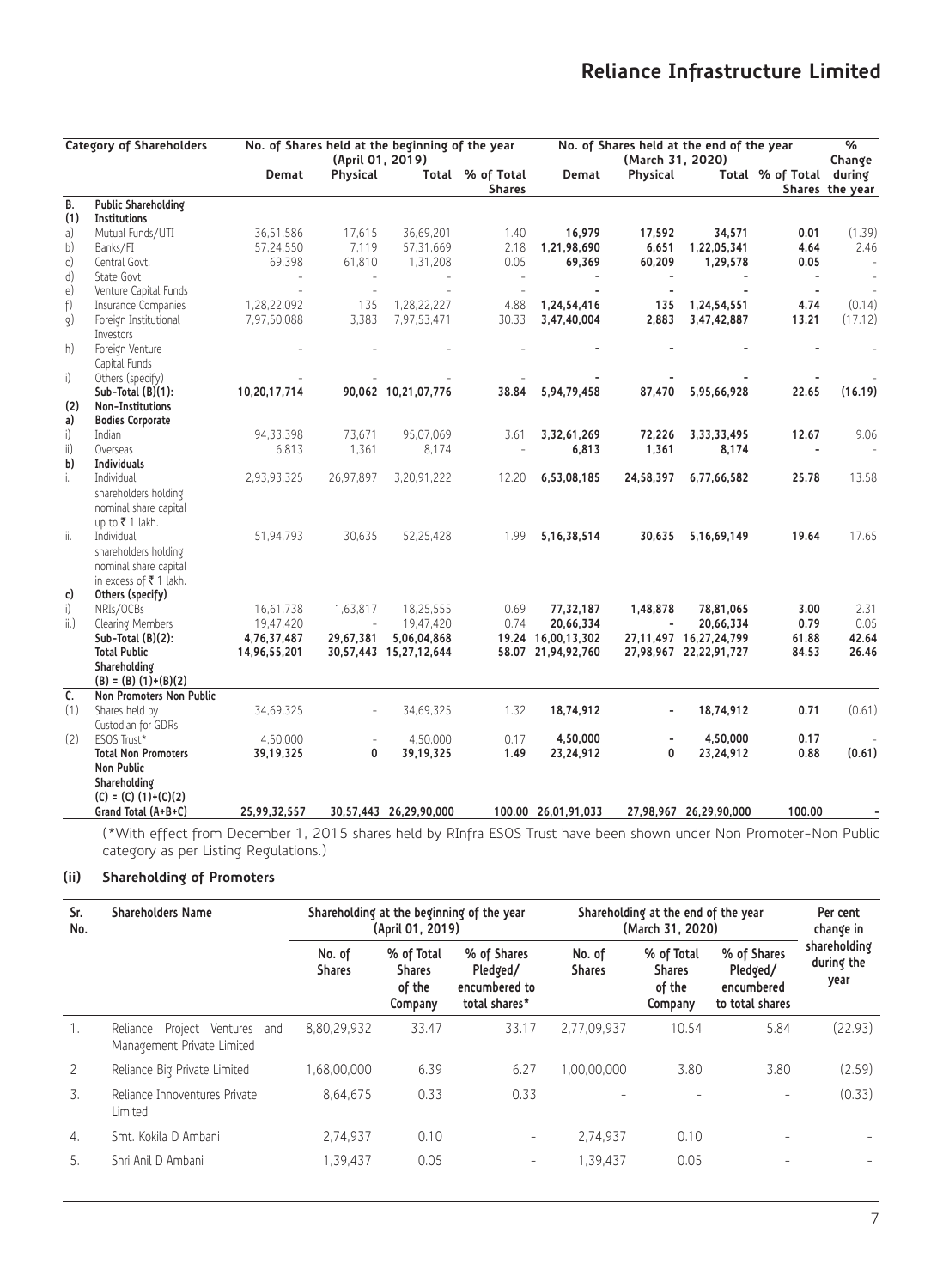| | Category of Shareholders | No. of Shares held at the beginning of the year (April 01, 2019) | | | | No. of Shares held at the end of the year (March 31, 2020) | | | | % Change during the year |
|---|---|---|---|---|---|---|---|---|---|---|
| | | Demat | Physical | Total | % of Total Shares | Demat | Physical | Total | % of Total Shares | |
| **B.** | **Public Shareholding** | | | | | | | | | |
| **(1)** | **Institutions** | | | | | | | | | |
| a) | Mutual Funds/UTI | 36,51,586 | 17,615 | 36,69,201 | 1.40 | **16,979** | **17,592** | **34,571** | **0.01** | (1.39) |
| b) | Banks/FI | 57,24,550 | 7,119 | 57,31,669 | 2.18 | **1,21,98,690** | **6,651** | **1,22,05,341** | **4.64** | 2.46 |
| c) | Central Govt. | 69,398 | 61,810 | 1,31,208 | 0.05 | **69,369** | **60,209** | **1,29,578** | **0.05** | - |
| d) | State Govt | - | - | - | - | **-** | **-** | **-** | **-** | - |
| e) | Venture Capital Funds | - | - | - | - | **-** | **-** | **-** | **-** | - |
| f) | Insurance Companies | 1,28,22,092 | 135 | 1,28,22,227 | 4.88 | **1,24,54,416** | **135** | **1,24,54,551** | **4.74** | (0.14) |
| g) | Foreign Institutional Investors | 7,97,50,088 | 3,383 | 7,97,53,471 | 30.33 | **3,47,40,004** | **2,883** | **3,47,42,887** | **13.21** | (17.12) |
| h) | Foreign Venture Capital Funds | - | - | - | - | **-** | **-** | **-** | **-** | - |
| i) | Others (specify) | - | - | - | - | **-** | **-** | **-** | **-** | - |
| | **Sub-Total (B)(1):** | **10,20,17,714** | **90,062** | **10,21,07,776** | **38.84** | **5,94,79,458** | **87,470** | **5,95,66,928** | **22.65** | **(16.19)** |
| **(2)** | **Non-Institutions** | | | | | | | | | |
| **a)** | **Bodies Corporate** | | | | | | | | | |
| i) | Indian | 94,33,398 | 73,671 | 95,07,069 | 3.61 | **3,32,61,269** | **72,226** | **3,33,33,495** | **12.67** | 9.06 |
| ii) | Overseas | 6,813 | 1,361 | 8,174 | - | **6,813** | **1,361** | **8,174** | **-** | - |
| **b)** | **Individuals** | | | | | | | | | |
| i. | Individual shareholders holding nominal share capital up to ₹ 1 lakh. | 2,93,93,325 | 26,97,897 | 3,20,91,222 | 12.20 | **6,53,08,185** | **24,58,397** | **6,77,66,582** | **25.78** | 13.58 |
| ii. | Individual shareholders holding nominal share capital in excess of ₹ 1 lakh. | 51,94,793 | 30,635 | 52,25,428 | 1.99 | **5,16,38,514** | **30,635** | **5,16,69,149** | **19.64** | 17.65 |
| **c)** | **Others (specify)** | | | | | | | | | |
| i) | NRIs/OCBs | 16,61,738 | 1,63,817 | 18,25,555 | 0.69 | **77,32,187** | **1,48,878** | **78,81,065** | **3.00** | 2.31 |
| ii.) | Clearing Members | 19,47,420 | - | 19,47,420 | 0.74 | **20,66,334** | **-** | **20,66,334** | **0.79** | 0.05 |
| | **Sub-Total (B)(2):** | **4,76,37,487** | **29,67,381** | **5,06,04,868** | **19.24** | **16,00,13,302** | **27,11,497** | **16,27,24,799** | **61.88** | **42.64** |
| | **Total Public Shareholding (B) = (B) (1)+(B)(2)** | **14,96,55,201** | **30,57,443** | **15,27,12,644** | **58.07** | **21,94,92,760** | **27,98,967** | **22,22,91,727** | **84.53** | **26.46** |
| **C.** | **Non Promoters Non Public** | | | | | | | | | |
| (1) | Shares held by Custodian for GDRs | 34,69,325 | - | 34,69,325 | 1.32 | **18,74,912** | **-** | **18,74,912** | **0.71** | (0.61) |
| (2) | ESOS Trust* | 4,50,000 | - | 4,50,000 | 0.17 | **4,50,000** | **-** | **4,50,000** | **0.17** | - |
| | **Total Non Promoters Non Public Shareholding (C) = (C) (1)+(C)(2)** | **39,19,325** | **0** | **39,19,325** | **1.49** | **23,24,912** | **0** | **23,24,912** | **0.88** | **(0.61)** |
| | **Grand Total (A+B+C)** | **25,99,32,557** | **30,57,443** | **26,29,90,000** | **100.00** | **26,01,91,033** | **27,98,967** | **26,29,90,000** | **100.00** | **-** |

(*With effect from December 1, 2015 shares held by RInfra ESOS Trust have been shown under Non Promoter-Non Public category as per Listing Regulations.)

### (ii) Shareholding of Promoters

| Sr. No. | Shareholders Name | Shareholding at the beginning of the year (April 01, 2019) | | | Shareholding at the end of the year (March 31, 2020) | | | Per cent change in shareholding during the year |
|---|---|---|---|---|---|---|---|---|
| | | No. of Shares | % of Total Shares of the Company | % of Shares Pledged/ encumbered to total shares* | No. of Shares | % of Total Shares of the Company | % of Shares Pledged/ encumbered to total shares | |
| 1. | Reliance Project Ventures and Management Private Limited | 8,80,29,932 | 33.47 | 33.17 | 2,77,09,937 | 10.54 | 5.84 | (22.93) |
| 2 | Reliance Big Private Limited | 1,68,00,000 | 6.39 | 6.27 | 1,00,00,000 | 3.80 | 3.80 | (2.59) |
| 3. | Reliance Innoventures Private Limited | 8,64,675 | 0.33 | 0.33 | - | - | - | (0.33) |
| 4. | Smt. Kokila D Ambani | 2,74,937 | 0.10 | - | 2,74,937 | 0.10 | - | - |
| 5. | Shri Anil D Ambani | 1,39,437 | 0.05 | - | 1,39,437 | 0.05 | - | - |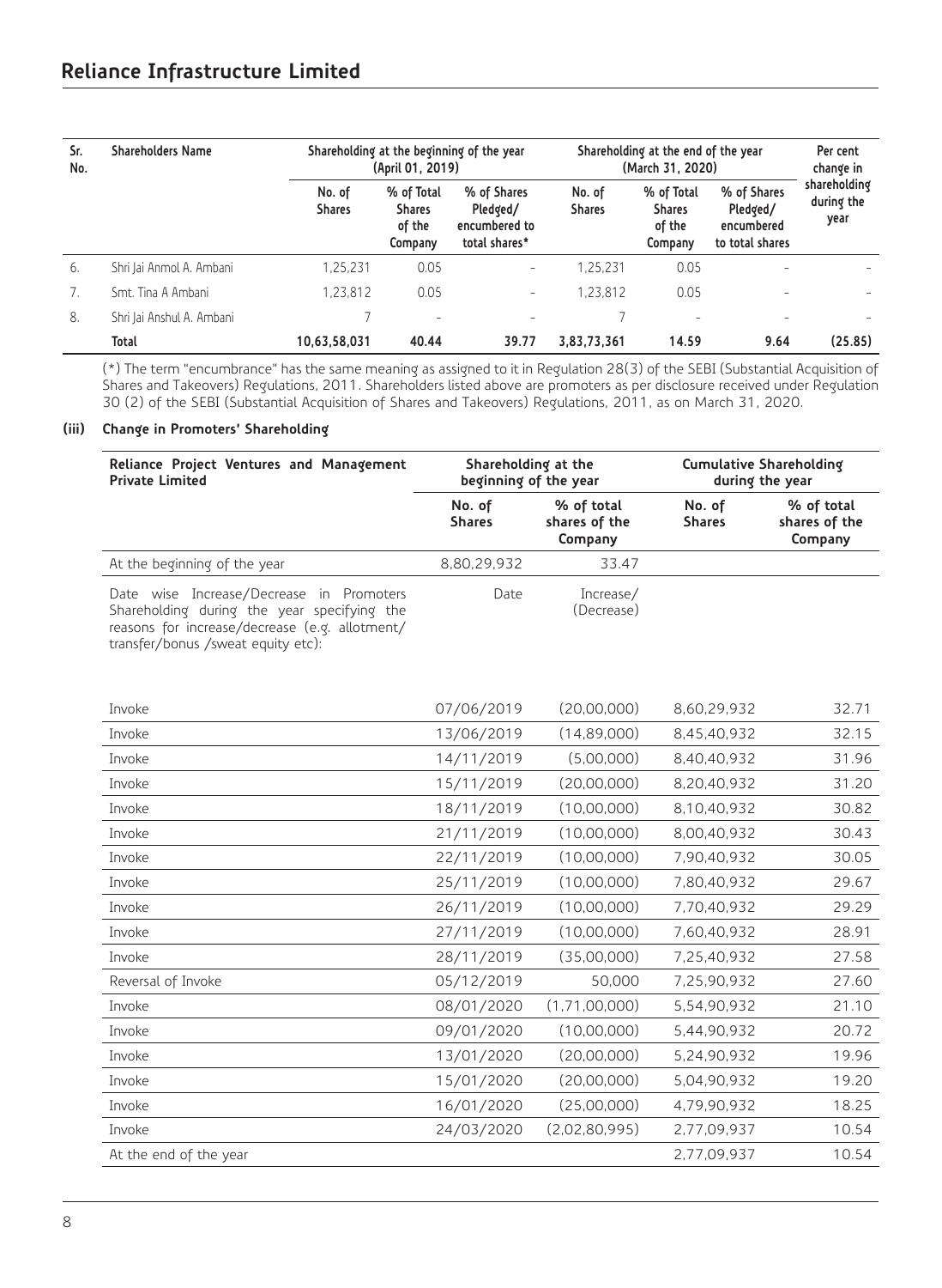| Sr. No. | Shareholders Name | Shareholding at the beginning of the year (April 01, 2019) | | | Shareholding at the end of the year (March 31, 2020) | | | Per cent change in shareholding during the year |
|---|---|---|---|---|---|---|---|---|
| | | No. of Shares | % of Total Shares of the Company | % of Shares Pledged/ encumbered to total shares* | No. of Shares | % of Total Shares of the Company | % of Shares Pledged/ encumbered to total shares | |
| 6. | Shri Jai Anmol A. Ambani | 1,25,231 | 0.05 | - | 1,25,231 | 0.05 | - | - |
| 7. | Smt. Tina A Ambani | 1,23,812 | 0.05 | - | 1,23,812 | 0.05 | - | - |
| 8. | Shri Jai Anshul A. Ambani | 7 | - | - | 7 | - | - | - |
| | **Total** | **10,63,58,031** | **40.44** | **39.77** | **3,83,73,361** | **14.59** | **9.64** | **(25.85)** |

(*) The term "encumbrance" has the same meaning as assigned to it in Regulation 28(3) of the SEBI (Substantial Acquisition of Shares and Takeovers) Regulations, 2011. Shareholders listed above are promoters as per disclosure received under Regulation 30 (2) of the SEBI (Substantial Acquisition of Shares and Takeovers) Regulations, 2011, as on March 31, 2020.

**(iii) Change in Promoters' Shareholding**

| Reliance Project Ventures and Management Private Limited | Shareholding at the beginning of the year | | Cumulative Shareholding during the year | |
|---|---|---|---|---|
| | No. of Shares | % of total shares of the Company | No. of Shares | % of total shares of the Company |
| At the beginning of the year | 8,80,29,932 | 33.47 | | |
| Date wise Increase/Decrease in Promoters Shareholding during the year specifying the reasons for increase/decrease (e.g. allotment/ transfer/bonus /sweat equity etc): | Date | Increase/ (Decrease) | | |
| Invoke | 07/06/2019 | (20,00,000) | 8,60,29,932 | 32.71 |
| Invoke | 13/06/2019 | (14,89,000) | 8,45,40,932 | 32.15 |
| Invoke | 14/11/2019 | (5,00,000) | 8,40,40,932 | 31.96 |
| Invoke | 15/11/2019 | (20,00,000) | 8,20,40,932 | 31.20 |
| Invoke | 18/11/2019 | (10,00,000) | 8,10,40,932 | 30.82 |
| Invoke | 21/11/2019 | (10,00,000) | 8,00,40,932 | 30.43 |
| Invoke | 22/11/2019 | (10,00,000) | 7,90,40,932 | 30.05 |
| Invoke | 25/11/2019 | (10,00,000) | 7,80,40,932 | 29.67 |
| Invoke | 26/11/2019 | (10,00,000) | 7,70,40,932 | 29.29 |
| Invoke | 27/11/2019 | (10,00,000) | 7,60,40,932 | 28.91 |
| Invoke | 28/11/2019 | (35,00,000) | 7,25,40,932 | 27.58 |
| Reversal of Invoke | 05/12/2019 | 50,000 | 7,25,90,932 | 27.60 |
| Invoke | 08/01/2020 | (1,71,00,000) | 5,54,90,932 | 21.10 |
| Invoke | 09/01/2020 | (10,00,000) | 5,44,90,932 | 20.72 |
| Invoke | 13/01/2020 | (20,00,000) | 5,24,90,932 | 19.96 |
| Invoke | 15/01/2020 | (20,00,000) | 5,04,90,932 | 19.20 |
| Invoke | 16/01/2020 | (25,00,000) | 4,79,90,932 | 18.25 |
| Invoke | 24/03/2020 | (2,02,80,995) | 2,77,09,937 | 10.54 |
| At the end of the year | | | 2,77,09,937 | 10.54 |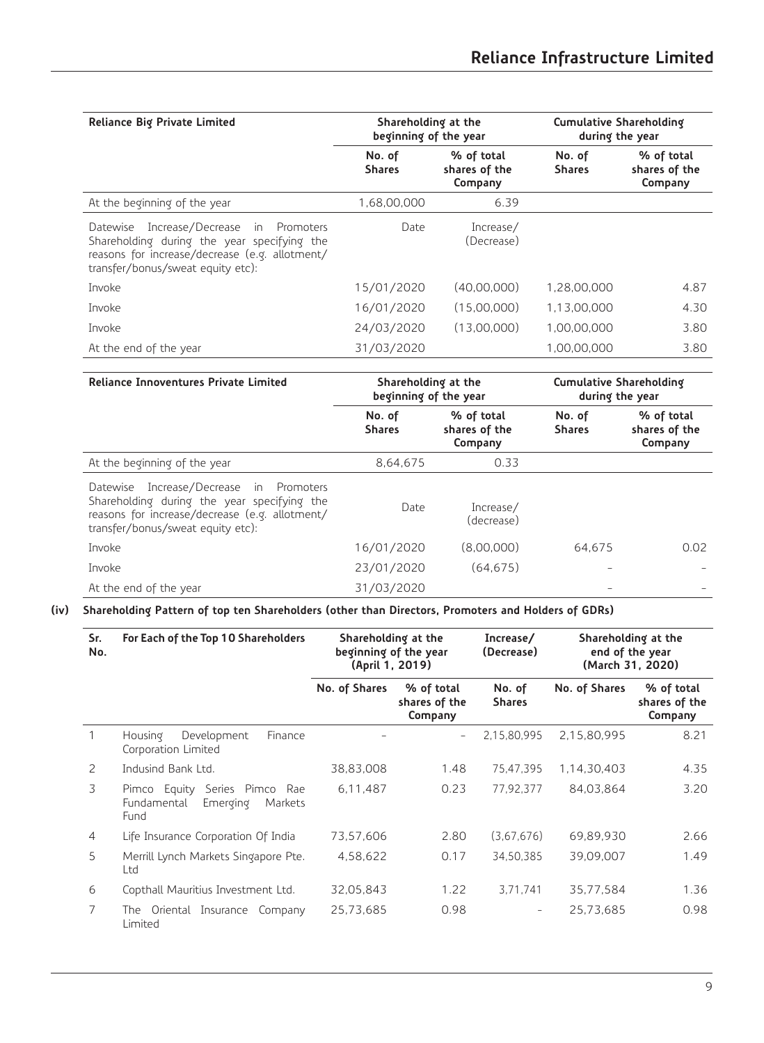| Reliance Big Private Limited | Shareholding at the beginning of the year | | Cumulative Shareholding during the year | |
|---|---|---|---|---|
| | No. of Shares | % of total shares of the Company | No. of Shares | % of total shares of the Company |
| At the beginning of the year | 1,68,00,000 | 6.39 | | |
| Datewise Increase/Decrease in Promoters Shareholding during the year specifying the reasons for increase/decrease (e.g. allotment/ transfer/bonus/sweat equity etc): | Date | Increase/ (Decrease) | | |
| Invoke | 15/01/2020 | (40,00,000) | 1,28,00,000 | 4.87 |
| Invoke | 16/01/2020 | (15,00,000) | 1,13,00,000 | 4.30 |
| Invoke | 24/03/2020 | (13,00,000) | 1,00,00,000 | 3.80 |
| At the end of the year | 31/03/2020 | | 1,00,00,000 | 3.80 |

| Reliance Innoventures Private Limited | Shareholding at the beginning of the year | | Cumulative Shareholding during the year | |
|---|---|---|---|---|
| | No. of Shares | % of total shares of the Company | No. of Shares | % of total shares of the Company |
| At the beginning of the year | 8,64,675 | 0.33 | | |
| Datewise Increase/Decrease in Promoters Shareholding during the year specifying the reasons for increase/decrease (e.g. allotment/ transfer/bonus/sweat equity etc): | Date | Increase/ (decrease) | | |
| Invoke | 16/01/2020 | (8,00,000) | 64,675 | 0.02 |
| Invoke | 23/01/2020 | (64,675) | - | - |
| At the end of the year | 31/03/2020 | | - | - |

**(iv) Shareholding Pattern of top ten Shareholders (other than Directors, Promoters and Holders of GDRs)**

| Sr. No. | For Each of the Top 10 Shareholders | Shareholding at the beginning of the year (April 1, 2019) | | Increase/ (Decrease) | Shareholding at the end of the year (March 31, 2020) | |
|---|---|---|---|---|---|---|
| | | No. of Shares | % of total shares of the Company | No. of Shares | No. of Shares | % of total shares of the Company |
| 1 | Housing Development Finance Corporation Limited | - | - | 2,15,80,995 | 2,15,80,995 | 8.21 |
| 2 | Indusind Bank Ltd. | 38,83,008 | 1.48 | 75,47,395 | 1,14,30,403 | 4.35 |
| 3 | Pimco Equity Series Pimco Rae Fundamental Emerging Markets Fund | 6,11,487 | 0.23 | 77,92,377 | 84,03,864 | 3.20 |
| 4 | Life Insurance Corporation Of India | 73,57,606 | 2.80 | (3,67,676) | 69,89,930 | 2.66 |
| 5 | Merrill Lynch Markets Singapore Pte. Ltd | 4,58,622 | 0.17 | 34,50,385 | 39,09,007 | 1.49 |
| 6 | Copthall Mauritius Investment Ltd. | 32,05,843 | 1.22 | 3,71,741 | 35,77,584 | 1.36 |
| 7 | The Oriental Insurance Company Limited | 25,73,685 | 0.98 | - | 25,73,685 | 0.98 |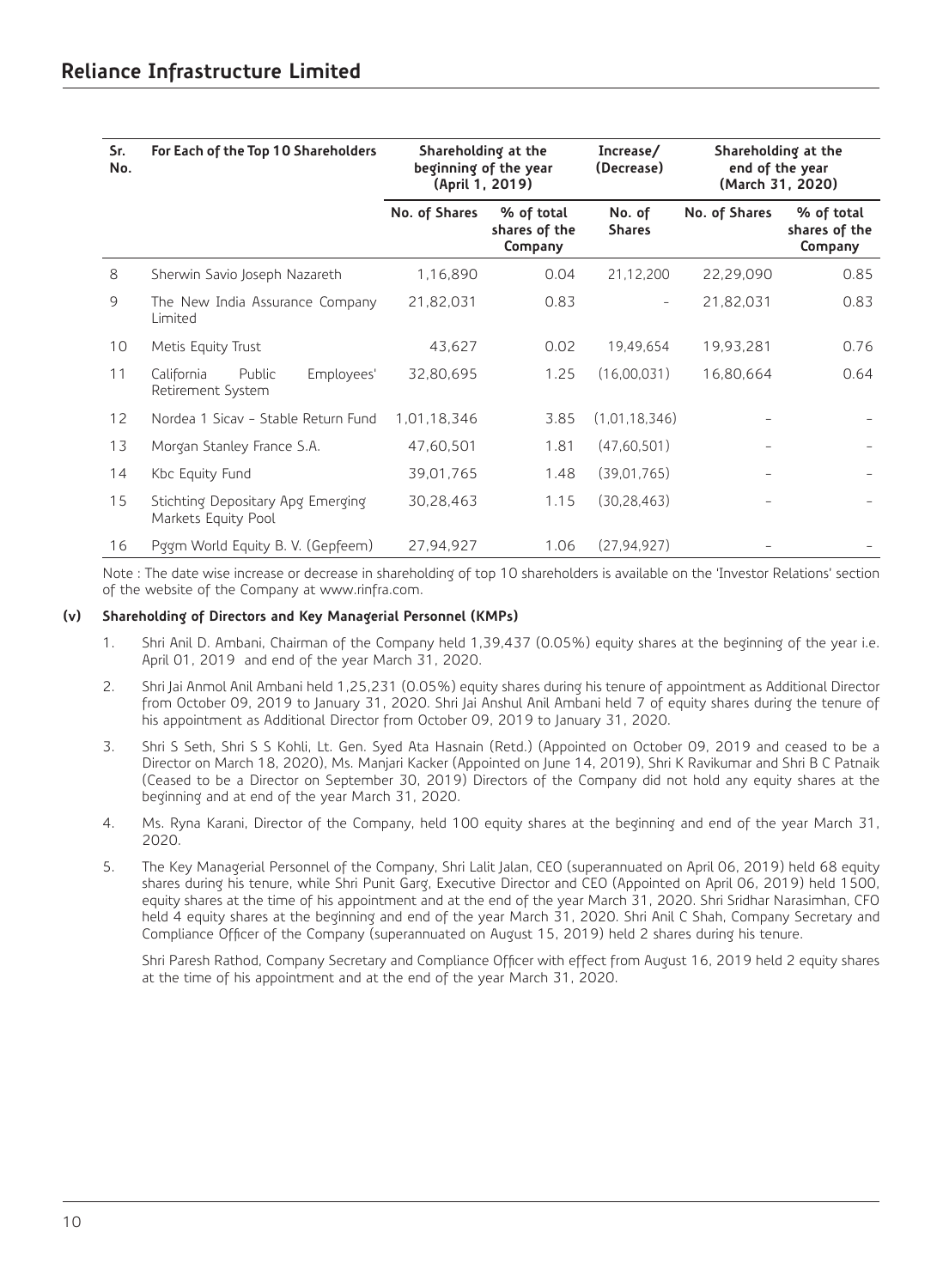| Sr. No. | For Each of the Top 10 Shareholders | Shareholding at the beginning of the year (April 1, 2019) | | Increase/ (Decrease) | Shareholding at the end of the year (March 31, 2020) | |
|---|---|---|---|---|---|---|
| | | No. of Shares | % of total shares of the Company | No. of Shares | No. of Shares | % of total shares of the Company |
| 8 | Sherwin Savio Joseph Nazareth | 1,16,890 | 0.04 | 21,12,200 | 22,29,090 | 0.85 |
| 9 | The New India Assurance Company Limited | 21,82,031 | 0.83 | - | 21,82,031 | 0.83 |
| 10 | Metis Equity Trust | 43,627 | 0.02 | 19,49,654 | 19,93,281 | 0.76 |
| 11 | California Public Employees' Retirement System | 32,80,695 | 1.25 | (16,00,031) | 16,80,664 | 0.64 |
| 12 | Nordea 1 Sicav - Stable Return Fund | 1,01,18,346 | 3.85 | (1,01,18,346) | - | - |
| 13 | Morgan Stanley France S.A. | 47,60,501 | 1.81 | (47,60,501) | - | - |
| 14 | Kbc Equity Fund | 39,01,765 | 1.48 | (39,01,765) | - | - |
| 15 | Stichting Depositary Apg Emerging Markets Equity Pool | 30,28,463 | 1.15 | (30,28,463) | - | - |
| 16 | Pggm World Equity B. V. (Gepfeem) | 27,94,927 | 1.06 | (27,94,927) | - | - |

Note : The date wise increase or decrease in shareholding of top 10 shareholders is available on the 'Investor Relations' section of the website of the Company at www.rinfra.com.

**(v) Shareholding of Directors and Key Managerial Personnel (KMPs)**

1. Shri Anil D. Ambani, Chairman of the Company held 1,39,437 (0.05%) equity shares at the beginning of the year i.e. April 01, 2019 and end of the year March 31, 2020.
2. Shri Jai Anmol Anil Ambani held 1,25,231 (0.05%) equity shares during his tenure of appointment as Additional Director from October 09, 2019 to January 31, 2020. Shri Jai Anshul Anil Ambani held 7 of equity shares during the tenure of his appointment as Additional Director from October 09, 2019 to January 31, 2020.
3. Shri S Seth, Shri S S Kohli, Lt. Gen. Syed Ata Hasnain (Retd.) (Appointed on October 09, 2019 and ceased to be a Director on March 18, 2020), Ms. Manjari Kacker (Appointed on June 14, 2019), Shri K Ravikumar and Shri B C Patnaik (Ceased to be a Director on September 30, 2019) Directors of the Company did not hold any equity shares at the beginning and at end of the year March 31, 2020.
4. Ms. Ryna Karani, Director of the Company, held 100 equity shares at the beginning and end of the year March 31, 2020.
5. The Key Managerial Personnel of the Company, Shri Lalit Jalan, CEO (superannuated on April 06, 2019) held 68 equity shares during his tenure, while Shri Punit Garg, Executive Director and CEO (Appointed on April 06, 2019) held 1500, equity shares at the time of his appointment and at the end of the year March 31, 2020. Shri Sridhar Narasimhan, CFO held 4 equity shares at the beginning and end of the year March 31, 2020. Shri Anil C Shah, Company Secretary and Compliance Officer of the Company (superannuated on August 15, 2019) held 2 shares during his tenure.

   Shri Paresh Rathod, Company Secretary and Compliance Officer with effect from August 16, 2019 held 2 equity shares at the time of his appointment and at the end of the year March 31, 2020.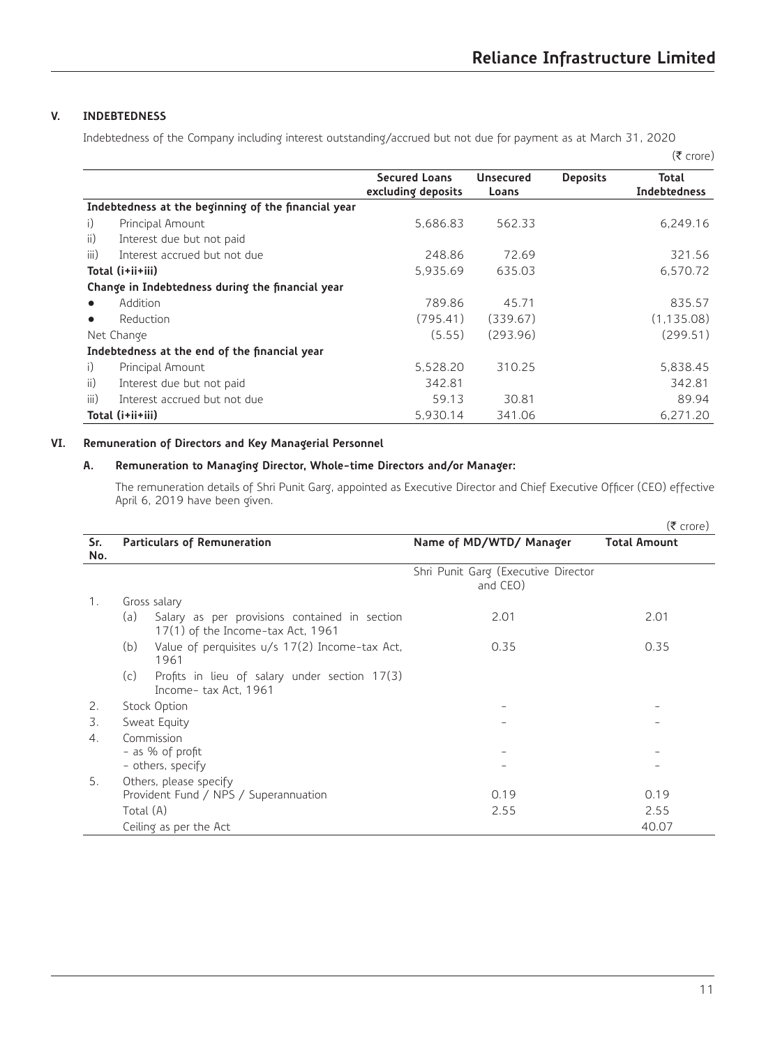## V. INDEBTEDNESS

Indebtedness of the Company including interest outstanding/accrued but not due for payment as at March 31, 2020

(₹ crore)

| | Secured Loans excluding deposits | Unsecured Loans | Deposits | Total Indebtedness |
|---|---|---|---|---|
| **Indebtedness at the beginning of the financial year** | | | | |
| i) Principal Amount | 5,686.83 | 562.33 | | 6,249.16 |
| ii) Interest due but not paid | | | | |
| iii) Interest accrued but not due | 248.86 | 72.69 | | 321.56 |
| **Total (i+ii+iii)** | 5,935.69 | 635.03 | | 6,570.72 |
| **Change in Indebtedness during the financial year** | | | | |
| • Addition | 789.86 | 45.71 | | 835.57 |
| • Reduction | (795.41) | (339.67) | | (1,135.08) |
| Net Change | (5.55) | (293.96) | | (299.51) |
| **Indebtedness at the end of the financial year** | | | | |
| i) Principal Amount | 5,528.20 | 310.25 | | 5,838.45 |
| ii) Interest due but not paid | 342.81 | | | 342.81 |
| iii) Interest accrued but not due | 59.13 | 30.81 | | 89.94 |
| **Total (i+ii+iii)** | 5,930.14 | 341.06 | | 6,271.20 |

## VI. Remuneration of Directors and Key Managerial Personnel

### A. Remuneration to Managing Director, Whole-time Directors and/or Manager:

The remuneration details of Shri Punit Garg, appointed as Executive Director and Chief Executive Officer (CEO) effective April 6, 2019 have been given.

(₹ crore)

| Sr. No. | Particulars of Remuneration | Name of MD/WTD/ Manager | Total Amount |
|---|---|---|---|
| | | Shri Punit Garg (Executive Director and CEO) | |
| 1. | Gross salary | | |
| | (a) Salary as per provisions contained in section 17(1) of the Income-tax Act, 1961 | 2.01 | 2.01 |
| | (b) Value of perquisites u/s 17(2) Income-tax Act, 1961 | 0.35 | 0.35 |
| | (c) Profits in lieu of salary under section 17(3) Income- tax Act, 1961 | | |
| 2. | Stock Option | - | - |
| 3. | Sweat Equity | - | - |
| 4. | Commission | | |
| | - as % of profit | - | - |
| | - others, specify | - | - |
| 5. | Others, please specify | | |
| | Provident Fund / NPS / Superannuation | 0.19 | 0.19 |
| | Total (A) | 2.55 | 2.55 |
| | Ceiling as per the Act | | 40.07 |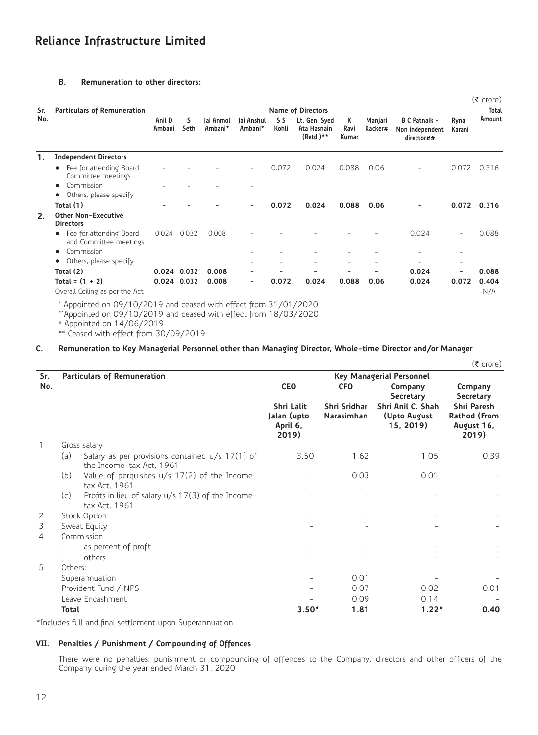### B. Remuneration to other directors:

(₹ crore)

| Sr. No. | Particulars of Remuneration | Name of Directors | | | | | | | | | | Total Amount |
|---|---|---|---|---|---|---|---|---|---|---|---|---|
| | | Anil D Ambani | S Seth | Jai Anmol Ambani* | Jai Anshul Ambani* | S S Kohli | Lt. Gen. Syed Ata Hasnain (Retd.)** | K Ravi Kumar | Manjari Kacker# | B C Patnaik - Non independent director## | Ryna Karani | |
| 1. | **Independent Directors** | | | | | | | | | | | |
| | • Fee for attending Board Committee meetings | - | - | - | - | 0.072 | 0.024 | 0.088 | 0.06 | - | 0.072 | 0.316 |
| | • Commission | - | - | - | - | | | | | | | |
| | • Others, please specify | - | - | - | - | | | | | | | |
| | **Total (1)** | **-** | **-** | **-** | **-** | **0.072** | **0.024** | **0.088** | **0.06** | **-** | **0.072** | **0.316** |
| 2. | **Other Non-Executive Directors** | | | | | | | | | | | |
| | • Fee for attending Board and Committee meetings | 0.024 | 0.032 | 0.008 | - | - | - | - | - | 0.024 | - | 0.088 |
| | • Commission | | | | - | - | - | - | - | - | - | |
| | • Others, please specify | | | | - | - | - | - | - | - | - | |
| | **Total (2)** | **0.024** | **0.032** | **0.008** | **-** | **-** | **-** | **-** | **-** | **0.024** | **-** | **0.088** |
| | **Total = (1 + 2)** | **0.024** | **0.032** | **0.008** | **-** | **0.072** | **0.024** | **0.088** | **0.06** | **0.024** | **0.072** | **0.404** |
| | Overall Ceiling as per the Act | | | | | | | | | | | N/A |

\* Appointed on 09/10/2019 and ceased with effect from 31/01/2020

\*\*Appointed on 09/10/2019 and ceased with effect from 18/03/2020

\# Appointed on 14/06/2019

\## Ceased with effect from 30/09/2019

### C. Remuneration to Key Managerial Personnel other than Managing Director, Whole-time Director and/or Manager

(₹ crore)

| Sr. No. | Particulars of Remuneration | Key Managerial Personnel | | | |
|---|---|---|---|---|---|
| | | **CEO** | **CFO** | **Company Secretary** | **Company Secretary** |
| | | **Shri Lalit Jalan (upto April 6, 2019)** | **Shri Sridhar Narasimhan** | **Shri Anil C. Shah (Upto August 15, 2019)** | **Shri Paresh Rathod (From August 16, 2019)** |
| 1 | Gross salary | | | | |
| | (a) Salary as per provisions contained u/s 17(1) of the Income-tax Act, 1961 | 3.50 | 1.62 | 1.05 | 0.39 |
| | (b) Value of perquisites u/s 17(2) of the Income-tax Act, 1961 | - | 0.03 | 0.01 | - |
| | (c) Profits in lieu of salary u/s 17(3) of the Income-tax Act, 1961 | - | - | - | - |
| 2 | Stock Option | - | - | - | - |
| 3 | Sweat Equity | - | - | - | - |
| 4 | Commission | | | | |
| | - as percent of profit | - | - | - | - |
| | - others | - | - | - | - |
| 5 | Others: | | | | |
| | Superannuation | - | 0.01 | - | - |
| | Provident Fund / NPS | - | 0.07 | 0.02 | 0.01 |
| | Leave Encashment | - | 0.09 | 0.14 | - |
| | **Total** | **3.50*** | **1.81** | **1.22*** | **0.40** |

*Includes full and final settlement upon Superannuation

## VII. Penalties / Punishment / Compounding of Offences

There were no penalties, punishment or compounding of offences to the Company, directors and other officers of the Company during the year ended March 31, 2020